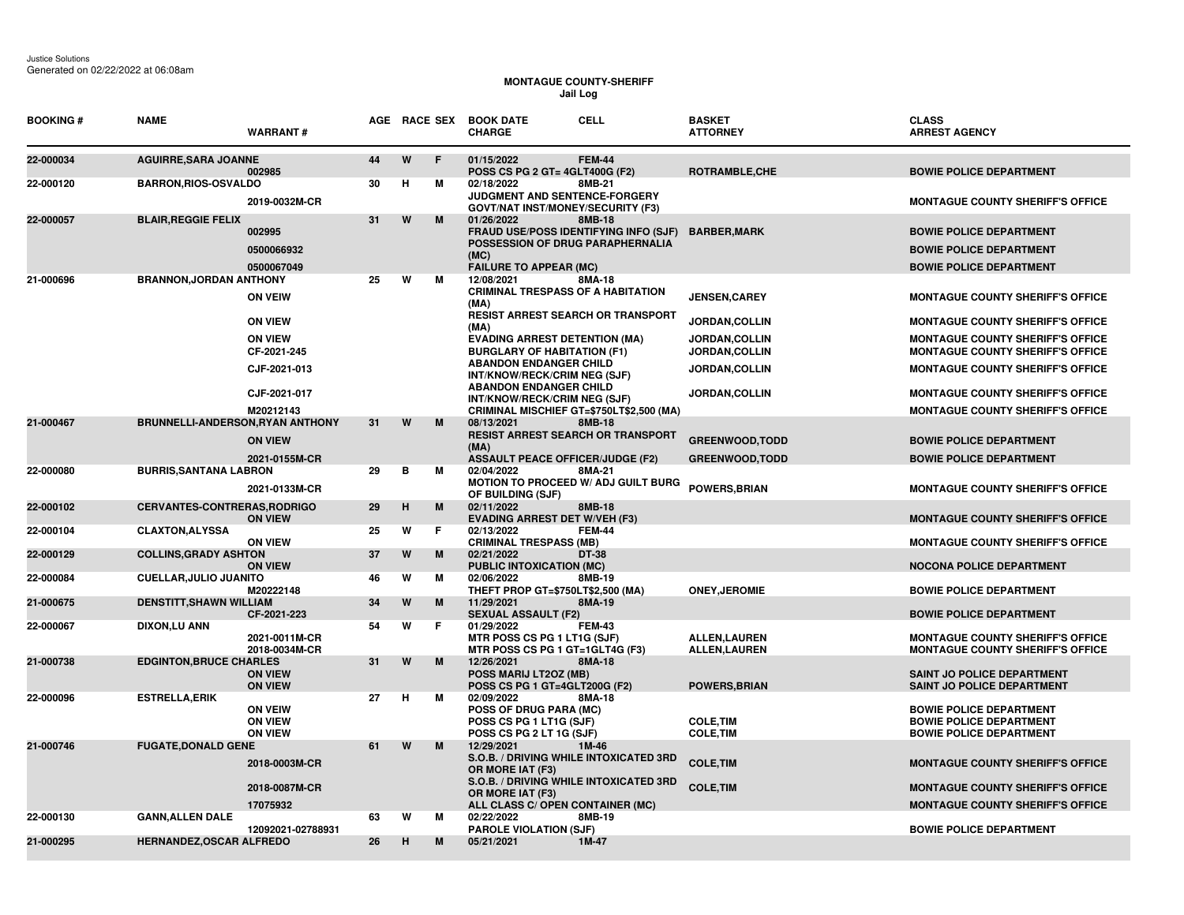Justice Solutions
Generated on 02/22/2022 at 06:08am

**MONTAGUE COUNTY-SHERIFF**
**Jail Log**

| BOOKING # | NAME | WARRANT # | AGE | RACE | SEX | BOOK DATE / CHARGE | CELL | BASKET / ATTORNEY | CLASS / ARREST AGENCY |
|---|---|---|---|---|---|---|---|---|---|
| 22-000034 | AGUIRRE,SARA JOANNE | | 44 | W | F | 01/15/2022 | FEM-44 | | |
| | | 002985 | | | | POSS CS PG 2 GT= 4GLT400G (F2) | | ROTRAMBLE,CHE | BOWIE POLICE DEPARTMENT |
| 22-000120 | BARRON,RIOS-OSVALDO | | 30 | H | M | 02/18/2022 | 8MB-21 | | |
| | | 2019-0032M-CR | | | | JUDGMENT AND SENTENCE-FORGERY GOVT/NAT INST/MONEY/SECURITY (F3) | | | MONTAGUE COUNTY SHERIFF'S OFFICE |
| 22-000057 | BLAIR,REGGIE FELIX | | 31 | W | M | 01/26/2022 | 8MB-18 | | |
| | | 002995 | | | | FRAUD USE/POSS IDENTIFYING INFO (SJF) | | BARBER,MARK | BOWIE POLICE DEPARTMENT |
| | | 0500066932 | | | | POSSESSION OF DRUG PARAPHERNALIA (MC) | | | BOWIE POLICE DEPARTMENT |
| | | 0500067049 | | | | FAILURE TO APPEAR (MC) | | | BOWIE POLICE DEPARTMENT |
| 21-000696 | BRANNON,JORDAN ANTHONY | | 25 | W | M | 12/08/2021 | 8MA-18 | | |
| | | ON VEIW | | | | CRIMINAL TRESPASS OF A HABITATION (MA) | | JENSEN,CAREY | MONTAGUE COUNTY SHERIFF'S OFFICE |
| | | ON VIEW | | | | RESIST ARREST SEARCH OR TRANSPORT (MA) | | JORDAN,COLLIN | MONTAGUE COUNTY SHERIFF'S OFFICE |
| | | ON VIEW | | | | EVADING ARREST DETENTION (MA) | | JORDAN,COLLIN | MONTAGUE COUNTY SHERIFF'S OFFICE |
| | | CF-2021-245 | | | | BURGLARY OF HABITATION (F1) | | JORDAN,COLLIN | MONTAGUE COUNTY SHERIFF'S OFFICE |
| | | CJF-2021-013 | | | | ABANDON ENDANGER CHILD INT/KNOW/RECK/CRIM NEG (SJF) | | JORDAN,COLLIN | MONTAGUE COUNTY SHERIFF'S OFFICE |
| | | CJF-2021-017 | | | | ABANDON ENDANGER CHILD INT/KNOW/RECK/CRIM NEG (SJF) | | JORDAN,COLLIN | MONTAGUE COUNTY SHERIFF'S OFFICE |
| | | M20212143 | | | | CRIMINAL MISCHIEF GT=$750LT$2,500 (MA) | | | MONTAGUE COUNTY SHERIFF'S OFFICE |
| 21-000467 | BRUNNELLI-ANDERSON,RYAN ANTHONY | | 31 | W | M | 08/13/2021 | 8MB-18 | | |
| | | ON VIEW | | | | RESIST ARREST SEARCH OR TRANSPORT (MA) | | GREENWOOD,TODD | BOWIE POLICE DEPARTMENT |
| | | 2021-0155M-CR | | | | ASSAULT PEACE OFFICER/JUDGE (F2) | | GREENWOOD,TODD | BOWIE POLICE DEPARTMENT |
| 22-000080 | BURRIS,SANTANA LABRON | | 29 | B | M | 02/04/2022 | 8MA-21 | | |
| | | 2021-0133M-CR | | | | MOTION TO PROCEED W/ ADJ GUILT BURG OF BUILDING (SJF) | | POWERS,BRIAN | MONTAGUE COUNTY SHERIFF'S OFFICE |
| 22-000102 | CERVANTES-CONTRERAS,RODRIGO | | 29 | H | M | 02/11/2022 | 8MB-18 | | |
| | | ON VIEW | | | | EVADING ARREST DET W/VEH (F3) | | | MONTAGUE COUNTY SHERIFF'S OFFICE |
| 22-000104 | CLAXTON,ALYSSA | | 25 | W | F | 02/13/2022 | FEM-44 | | |
| | | ON VIEW | | | | CRIMINAL TRESPASS (MB) | | | MONTAGUE COUNTY SHERIFF'S OFFICE |
| 22-000129 | COLLINS,GRADY ASHTON | | 37 | W | M | 02/21/2022 | DT-38 | | |
| | | ON VIEW | | | | PUBLIC INTOXICATION (MC) | | | NOCONA POLICE DEPARTMENT |
| 22-000084 | CUELLAR,JULIO JUANITO | | 46 | W | M | 02/06/2022 | 8MB-19 | | |
| | | M20222148 | | | | THEFT PROP GT=$750LT$2,500 (MA) | | ONEY,JEROMIE | BOWIE POLICE DEPARTMENT |
| 21-000675 | DENSTITT,SHAWN WILLIAM | | 34 | W | M | 11/29/2021 | 8MA-19 | | |
| | | CF-2021-223 | | | | SEXUAL ASSAULT (F2) | | | BOWIE POLICE DEPARTMENT |
| 22-000067 | DIXON,LU ANN | | 54 | W | F | 01/29/2022 | FEM-43 | | |
| | | 2021-0011M-CR | | | | MTR POSS CS PG 1 LT1G (SJF) | | ALLEN,LAUREN | MONTAGUE COUNTY SHERIFF'S OFFICE |
| | | 2018-0034M-CR | | | | MTR POSS CS PG 1 GT=1GLT4G (F3) | | ALLEN,LAUREN | MONTAGUE COUNTY SHERIFF'S OFFICE |
| 21-000738 | EDGINTON,BRUCE CHARLES | | 31 | W | M | 12/26/2021 | 8MA-18 | | |
| | | ON VIEW | | | | POSS MARIJ LT2OZ (MB) | | | SAINT JO POLICE DEPARTMENT |
| | | ON VIEW | | | | POSS CS PG 1 GT=4GLT200G (F2) | | POWERS,BRIAN | SAINT JO POLICE DEPARTMENT |
| 22-000096 | ESTRELLA,ERIK | | 27 | H | M | 02/09/2022 | 8MA-18 | | |
| | | ON VEIW | | | | POSS OF DRUG PARA (MC) | | | BOWIE POLICE DEPARTMENT |
| | | ON VIEW | | | | POSS CS PG 1 LT1G (SJF) | | COLE,TIM | BOWIE POLICE DEPARTMENT |
| | | ON VIEW | | | | POSS CS PG 2 LT 1G (SJF) | | COLE,TIM | BOWIE POLICE DEPARTMENT |
| 21-000746 | FUGATE,DONALD GENE | | 61 | W | M | 12/29/2021 | 1M-46 | | |
| | | 2018-0003M-CR | | | | S.O.B. / DRIVING WHILE INTOXICATED 3RD OR MORE IAT (F3) | | COLE,TIM | MONTAGUE COUNTY SHERIFF'S OFFICE |
| | | 2018-0087M-CR | | | | S.O.B. / DRIVING WHILE INTOXICATED 3RD OR MORE IAT (F3) | | COLE,TIM | MONTAGUE COUNTY SHERIFF'S OFFICE |
| | | 17075932 | | | | ALL CLASS C/ OPEN CONTAINER (MC) | | | MONTAGUE COUNTY SHERIFF'S OFFICE |
| 22-000130 | GANN,ALLEN DALE | | 63 | W | M | 02/22/2022 | 8MB-19 | | |
| | | 12092021-02788931 | | | | PAROLE VIOLATION (SJF) | | | BOWIE POLICE DEPARTMENT |
| 21-000295 | HERNANDEZ,OSCAR ALFREDO | | 26 | H | M | 05/21/2021 | 1M-47 | | |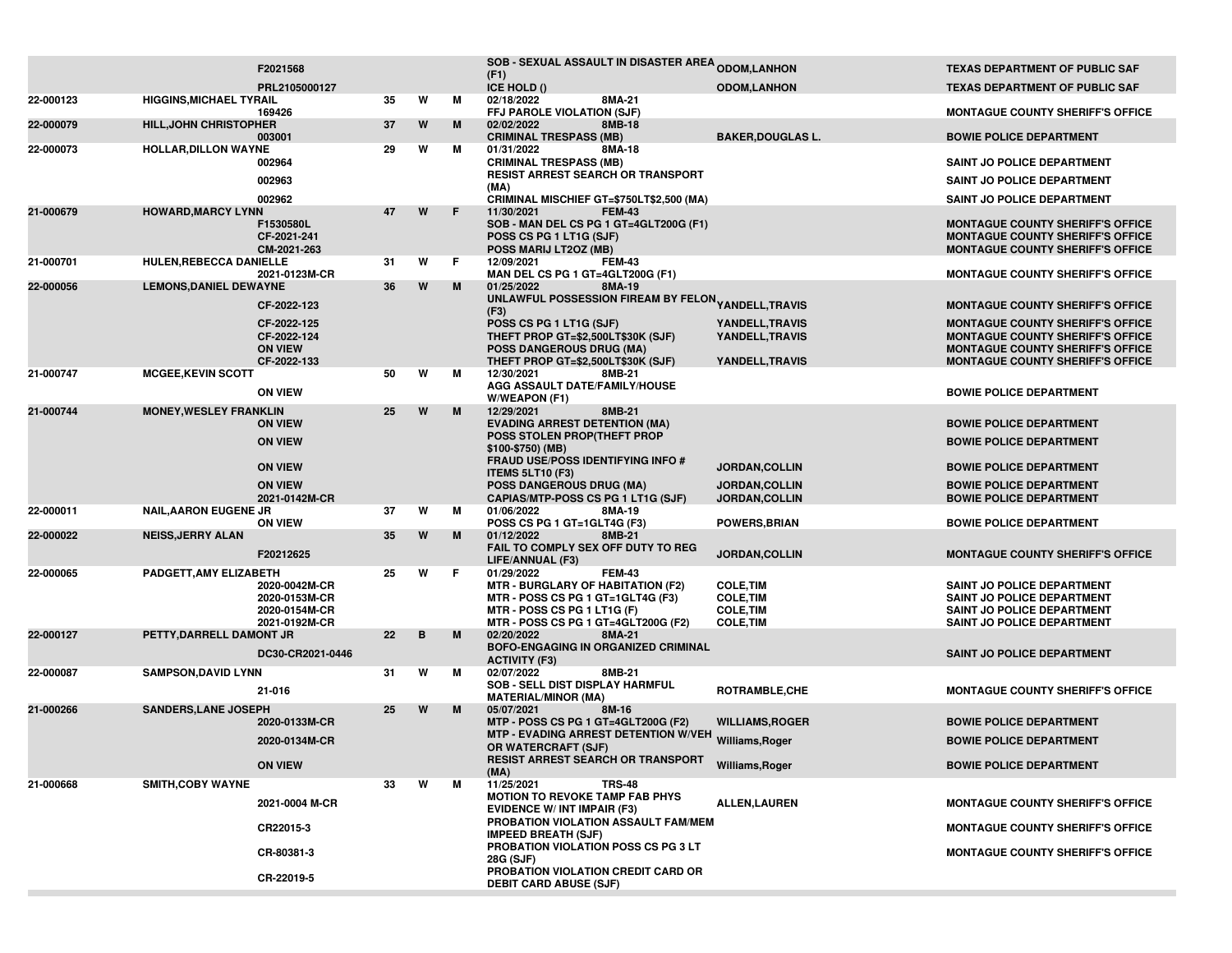| | | | | | | | |
|---|---|---|---|---|---|---|---|
| | | F2021568 | | | | SOB - SEXUAL ASSAULT IN DISASTER AREA (F1) | ODOM,LANHON | TEXAS DEPARTMENT OF PUBLIC SAF |
| | | PRL2105000127 | | | | ICE HOLD () | ODOM,LANHON | TEXAS DEPARTMENT OF PUBLIC SAF |
| 22-000123 | HIGGINS,MICHAEL TYRAIL | | 35 | W | M | 02/18/2022 8MA-21 | | |
| | | 169426 | | | | FFJ PAROLE VIOLATION (SJF) | | MONTAGUE COUNTY SHERIFF'S OFFICE |
| 22-000079 | HILL,JOHN CHRISTOPHER | | 37 | W | M | 02/02/2022 8MB-18 | | |
| | | 003001 | | | | CRIMINAL TRESPASS (MB) | BAKER,DOUGLAS L. | BOWIE POLICE DEPARTMENT |
| 22-000073 | HOLLAR,DILLON WAYNE | | 29 | W | M | 01/31/2022 8MA-18 | | |
| | | 002964 | | | | CRIMINAL TRESPASS (MB) | | SAINT JO POLICE DEPARTMENT |
| | | 002963 | | | | RESIST ARREST SEARCH OR TRANSPORT (MA) | | SAINT JO POLICE DEPARTMENT |
| | | 002962 | | | | CRIMINAL MISCHIEF GT=$750LT$2,500 (MA) | | SAINT JO POLICE DEPARTMENT |
| 21-000679 | HOWARD,MARCY LYNN | | 47 | W | F | 11/30/2021 FEM-43 | | |
| | | F1530580L | | | | SOB - MAN DEL CS PG 1 GT=4GLT200G (F1) | | MONTAGUE COUNTY SHERIFF'S OFFICE |
| | | CF-2021-241 | | | | POSS CS PG 1 LT1G (SJF) | | MONTAGUE COUNTY SHERIFF'S OFFICE |
| | | CM-2021-263 | | | | POSS MARIJ LT2OZ (MB) | | MONTAGUE COUNTY SHERIFF'S OFFICE |
| 21-000701 | HULEN,REBECCA DANIELLE | | 31 | W | F | 12/09/2021 FEM-43 | | |
| | | 2021-0123M-CR | | | | MAN DEL CS PG 1 GT=4GLT200G (F1) | | MONTAGUE COUNTY SHERIFF'S OFFICE |
| 22-000056 | LEMONS,DANIEL DEWAYNE | | 36 | W | M | 01/25/2022 8MA-19 | | |
| | | CF-2022-123 | | | | UNLAWFUL POSSESSION FIREAM BY FELON (F3) | YANDELL,TRAVIS | MONTAGUE COUNTY SHERIFF'S OFFICE |
| | | CF-2022-125 | | | | POSS CS PG 1 LT1G (SJF) | YANDELL,TRAVIS | MONTAGUE COUNTY SHERIFF'S OFFICE |
| | | CF-2022-124 | | | | THEFT PROP GT=$2,500LT$30K (SJF) | YANDELL,TRAVIS | MONTAGUE COUNTY SHERIFF'S OFFICE |
| | | ON VIEW | | | | POSS DANGEROUS DRUG (MA) | | MONTAGUE COUNTY SHERIFF'S OFFICE |
| | | CF-2022-133 | | | | THEFT PROP GT=$2,500LT$30K (SJF) | YANDELL,TRAVIS | MONTAGUE COUNTY SHERIFF'S OFFICE |
| 21-000747 | MCGEE,KEVIN SCOTT | | 50 | W | M | 12/30/2021 8MB-21 | | |
| | | ON VIEW | | | | AGG ASSAULT DATE/FAMILY/HOUSE W/WEAPON (F1) | | BOWIE POLICE DEPARTMENT |
| 21-000744 | MONEY,WESLEY FRANKLIN | | 25 | W | M | 12/29/2021 8MB-21 | | |
| | | ON VIEW | | | | EVADING ARREST DETENTION (MA) | | BOWIE POLICE DEPARTMENT |
| | | ON VIEW | | | | POSS STOLEN PROP(THEFT PROP $100-$750) (MB) | | BOWIE POLICE DEPARTMENT |
| | | ON VIEW | | | | FRAUD USE/POSS IDENTIFYING INFO # ITEMS 5LT10 (F3) | JORDAN,COLLIN | BOWIE POLICE DEPARTMENT |
| | | ON VIEW | | | | POSS DANGEROUS DRUG (MA) | JORDAN,COLLIN | BOWIE POLICE DEPARTMENT |
| | | 2021-0142M-CR | | | | CAPIAS/MTP-POSS CS PG 1 LT1G (SJF) | JORDAN,COLLIN | BOWIE POLICE DEPARTMENT |
| 22-000011 | NAIL,AARON EUGENE JR | | 37 | W | M | 01/06/2022 8MA-19 | | |
| | | ON VIEW | | | | POSS CS PG 1 GT=1GLT4G (F3) | POWERS,BRIAN | BOWIE POLICE DEPARTMENT |
| 22-000022 | NEISS,JERRY ALAN | | 35 | W | M | 01/12/2022 8MB-21 | | |
| | | F20212625 | | | | FAIL TO COMPLY SEX OFF DUTY TO REG LIFE/ANNUAL (F3) | JORDAN,COLLIN | MONTAGUE COUNTY SHERIFF'S OFFICE |
| 22-000065 | PADGETT,AMY ELIZABETH | | 25 | W | F | 01/29/2022 FEM-43 | | |
| | | 2020-0042M-CR | | | | MTR - BURGLARY OF HABITATION (F2) | COLE,TIM | SAINT JO POLICE DEPARTMENT |
| | | 2020-0153M-CR | | | | MTR - POSS CS PG 1 GT=1GLT4G (F3) | COLE,TIM | SAINT JO POLICE DEPARTMENT |
| | | 2020-0154M-CR | | | | MTR - POSS CS PG 1 LT1G (F) | COLE,TIM | SAINT JO POLICE DEPARTMENT |
| | | 2021-0192M-CR | | | | MTR - POSS CS PG 1 GT=4GLT200G (F2) | COLE,TIM | SAINT JO POLICE DEPARTMENT |
| 22-000127 | PETTY,DARRELL DAMONT JR | | 22 | B | M | 02/20/2022 8MA-21 | | |
| | | DC30-CR2021-0446 | | | | BOFO-ENGAGING IN ORGANIZED CRIMINAL ACTIVITY (F3) | | SAINT JO POLICE DEPARTMENT |
| 22-000087 | SAMPSON,DAVID LYNN | | 31 | W | M | 02/07/2022 8MB-21 | | |
| | | 21-016 | | | | SOB - SELL DIST DISPLAY HARMFUL MATERIAL/MINOR (MA) | ROTRAMBLE,CHE | MONTAGUE COUNTY SHERIFF'S OFFICE |
| 21-000266 | SANDERS,LANE JOSEPH | | 25 | W | M | 05/07/2021 8M-16 | | |
| | | 2020-0133M-CR | | | | MTP - POSS CS PG 1 GT=4GLT200G (F2) | WILLIAMS,ROGER | BOWIE POLICE DEPARTMENT |
| | | 2020-0134M-CR | | | | MTP - EVADING ARREST DETENTION W/VEH OR WATERCRAFT (SJF) | Williams,Roger | BOWIE POLICE DEPARTMENT |
| | | ON VIEW | | | | RESIST ARREST SEARCH OR TRANSPORT (MA) | Williams,Roger | BOWIE POLICE DEPARTMENT |
| 21-000668 | SMITH,COBY WAYNE | | 33 | W | M | 11/25/2021 TRS-48 | | |
| | | 2021-0004 M-CR | | | | MOTION TO REVOKE TAMP FAB PHYS EVIDENCE W/ INT IMPAIR (F3) | ALLEN,LAUREN | MONTAGUE COUNTY SHERIFF'S OFFICE |
| | | CR22015-3 | | | | PROBATION VIOLATION ASSAULT FAM/MEM IMPEED BREATH (SJF) | | MONTAGUE COUNTY SHERIFF'S OFFICE |
| | | CR-80381-3 | | | | PROBATION VIOLATION POSS CS PG 3 LT 28G (SJF) | | MONTAGUE COUNTY SHERIFF'S OFFICE |
| | | CR-22019-5 | | | | PROBATION VIOLATION CREDIT CARD OR DEBIT CARD ABUSE (SJF) | | |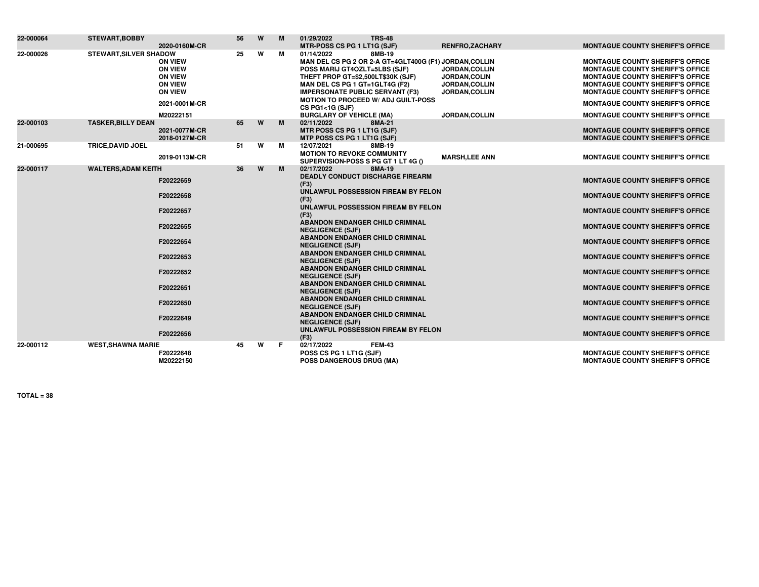| | | | | | | | | |
|---|---|---|---|---|---|---|---|---|
| 22-000064 | STEWART,BOBBY | | 56 | W | M | 01/29/2022 TRS-48 | | |
| | | 2020-0160M-CR | | | | MTR-POSS CS PG 1 LT1G (SJF) | RENFRO,ZACHARY | MONTAGUE COUNTY SHERIFF'S OFFICE |
| 22-000026 | STEWART,SILVER SHADOW | | 25 | W | M | 01/14/2022 8MB-19 | | |
| | | ON VIEW | | | | MAN DEL CS PG 2 OR 2-A GT=4GLT400G (F1) | JORDAN,COLLIN | MONTAGUE COUNTY SHERIFF'S OFFICE |
| | | ON VIEW | | | | POSS MARIJ GT4OZLT=5LBS (SJF) | JORDAN,COLLIN | MONTAGUE COUNTY SHERIFF'S OFFICE |
| | | ON VIEW | | | | THEFT PROP GT=$2,500LT$30K (SJF) | JORDAN,COLIN | MONTAGUE COUNTY SHERIFF'S OFFICE |
| | | ON VIEW | | | | MAN DEL CS PG 1 GT=1GLT4G (F2) | JORDAN,COLLIN | MONTAGUE COUNTY SHERIFF'S OFFICE |
| | | ON VIEW | | | | IMPERSONATE PUBLIC SERVANT (F3) | JORDAN,COLLIN | MONTAGUE COUNTY SHERIFF'S OFFICE |
| | | 2021-0001M-CR | | | | MOTION TO PROCEED W/ ADJ GUILT-POSS CS PG1<1G (SJF) | | MONTAGUE COUNTY SHERIFF'S OFFICE |
| | | M20222151 | | | | BURGLARY OF VEHICLE (MA) | JORDAN,COLLIN | MONTAGUE COUNTY SHERIFF'S OFFICE |
| 22-000103 | TASKER,BILLY DEAN | | 65 | W | M | 02/11/2022 8MA-21 | | |
| | | 2021-0077M-CR | | | | MTR POSS CS PG 1 LT1G (SJF) | | MONTAGUE COUNTY SHERIFF'S OFFICE |
| | | 2018-0127M-CR | | | | MTP POSS CS PG 1 LT1G (SJF) | | MONTAGUE COUNTY SHERIFF'S OFFICE |
| 21-000695 | TRICE,DAVID JOEL | | 51 | W | M | 12/07/2021 8MB-19 | | |
| | | 2019-0113M-CR | | | | MOTION TO REVOKE COMMUNITY SUPERVISION-POSS S PG GT 1 LT 4G () | MARSH,LEE ANN | MONTAGUE COUNTY SHERIFF'S OFFICE |
| 22-000117 | WALTERS,ADAM KEITH | | 36 | W | M | 02/17/2022 8MA-19 | | |
| | | F20222659 | | | | DEADLY CONDUCT DISCHARGE FIREARM (F3) | | MONTAGUE COUNTY SHERIFF'S OFFICE |
| | | F20222658 | | | | UNLAWFUL POSSESSION FIREAM BY FELON (F3) | | MONTAGUE COUNTY SHERIFF'S OFFICE |
| | | F20222657 | | | | UNLAWFUL POSSESSION FIREAM BY FELON (F3) | | MONTAGUE COUNTY SHERIFF'S OFFICE |
| | | F20222655 | | | | ABANDON ENDANGER CHILD CRIMINAL NEGLIGENCE (SJF) | | MONTAGUE COUNTY SHERIFF'S OFFICE |
| | | F20222654 | | | | ABANDON ENDANGER CHILD CRIMINAL NEGLIGENCE (SJF) | | MONTAGUE COUNTY SHERIFF'S OFFICE |
| | | F20222653 | | | | ABANDON ENDANGER CHILD CRIMINAL NEGLIGENCE (SJF) | | MONTAGUE COUNTY SHERIFF'S OFFICE |
| | | F20222652 | | | | ABANDON ENDANGER CHILD CRIMINAL NEGLIGENCE (SJF) | | MONTAGUE COUNTY SHERIFF'S OFFICE |
| | | F20222651 | | | | ABANDON ENDANGER CHILD CRIMINAL NEGLIGENCE (SJF) | | MONTAGUE COUNTY SHERIFF'S OFFICE |
| | | F20222650 | | | | ABANDON ENDANGER CHILD CRIMINAL NEGLIGENCE (SJF) | | MONTAGUE COUNTY SHERIFF'S OFFICE |
| | | F20222649 | | | | ABANDON ENDANGER CHILD CRIMINAL NEGLIGENCE (SJF) | | MONTAGUE COUNTY SHERIFF'S OFFICE |
| | | F20222656 | | | | UNLAWFUL POSSESSION FIREAM BY FELON (F3) | | MONTAGUE COUNTY SHERIFF'S OFFICE |
| 22-000112 | WEST,SHAWNA MARIE | | 45 | W | F | 02/17/2022 FEM-43 | | |
| | | F20222648 | | | | POSS CS PG 1 LT1G (SJF) | | MONTAGUE COUNTY SHERIFF'S OFFICE |
| | | M20222150 | | | | POSS DANGEROUS DRUG (MA) | | MONTAGUE COUNTY SHERIFF'S OFFICE |

TOTAL = 38